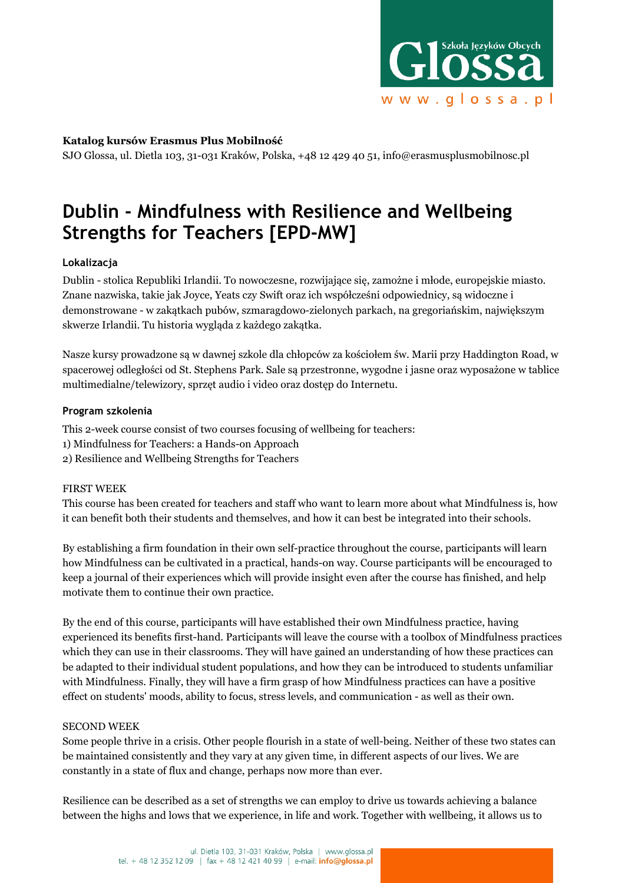**Katalog kursów Erasmus Plus Mobilność**
SJO Glossa, ul. Dietla 103, 31-031 Kraków, Polska, +48 12 429 40 51, info@erasmusplusmobilnosc.pl

# Dublin - Mindfulness with Resilience and Wellbeing Strengths for Teachers [EPD-MW]

### Lokalizacja

Dublin - stolica Republiki Irlandii. To nowoczesne, rozwijające się, zamożne i młode, europejskie miasto. Znane nazwiska, takie jak Joyce, Yeats czy Swift oraz ich współcześni odpowiednicy, są widoczne i demonstrowane - w zakątkach pubów, szmaragdowo-zielonych parkach, na gregoriańskim, największym skwerze Irlandii. Tu historia wygląda z każdego zakątka.

Nasze kursy prowadzone są w dawnej szkole dla chłopców za kościołem św. Marii przy Haddington Road, w spacerowej odległości od St. Stephens Park. Sale są przestronne, wygodne i jasne oraz wyposażone w tablice multimedialne/telewizory, sprzęt audio i video oraz dostęp do Internetu.

### Program szkolenia

This 2-week course consist of two courses focusing of wellbeing for teachers:
1) Mindfulness for Teachers: a Hands-on Approach
2) Resilience and Wellbeing Strengths for Teachers

FIRST WEEK
This course has been created for teachers and staff who want to learn more about what Mindfulness is, how it can benefit both their students and themselves, and how it can best be integrated into their schools.

By establishing a firm foundation in their own self-practice throughout the course, participants will learn how Mindfulness can be cultivated in a practical, hands-on way. Course participants will be encouraged to keep a journal of their experiences which will provide insight even after the course has finished, and help motivate them to continue their own practice.

By the end of this course, participants will have established their own Mindfulness practice, having experienced its benefits first-hand. Participants will leave the course with a toolbox of Mindfulness practices which they can use in their classrooms. They will have gained an understanding of how these practices can be adapted to their individual student populations, and how they can be introduced to students unfamiliar with Mindfulness. Finally, they will have a firm grasp of how Mindfulness practices can have a positive effect on students' moods, ability to focus, stress levels, and communication - as well as their own.

SECOND WEEK
Some people thrive in a crisis. Other people flourish in a state of well-being. Neither of these two states can be maintained consistently and they vary at any given time, in different aspects of our lives. We are constantly in a state of flux and change, perhaps now more than ever.

Resilience can be described as a set of strengths we can employ to drive us towards achieving a balance between the highs and lows that we experience, in life and work. Together with wellbeing, it allows us to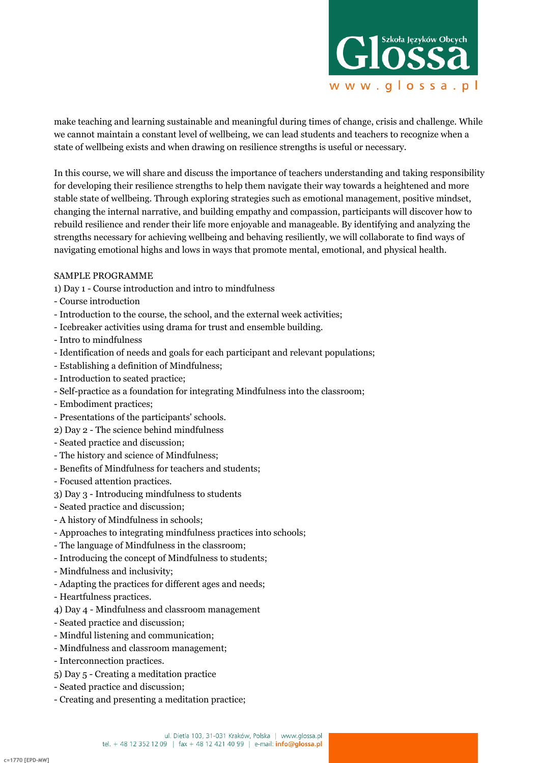make teaching and learning sustainable and meaningful during times of change, crisis and challenge. While we cannot maintain a constant level of wellbeing, we can lead students and teachers to recognize when a state of wellbeing exists and when drawing on resilience strengths is useful or necessary.

In this course, we will share and discuss the importance of teachers understanding and taking responsibility for developing their resilience strengths to help them navigate their way towards a heightened and more stable state of wellbeing. Through exploring strategies such as emotional management, positive mindset, changing the internal narrative, and building empathy and compassion, participants will discover how to rebuild resilience and render their life more enjoyable and manageable. By identifying and analyzing the strengths necessary for achieving wellbeing and behaving resiliently, we will collaborate to find ways of navigating emotional highs and lows in ways that promote mental, emotional, and physical health.

SAMPLE PROGRAMME

1) Day 1 - Course introduction and intro to mindfulness
- Course introduction
- Introduction to the course, the school, and the external week activities;
- Icebreaker activities using drama for trust and ensemble building.
- Intro to mindfulness
- Identification of needs and goals for each participant and relevant populations;
- Establishing a definition of Mindfulness;
- Introduction to seated practice;
- Self-practice as a foundation for integrating Mindfulness into the classroom;
- Embodiment practices;
- Presentations of the participants' schools.

2) Day 2 - The science behind mindfulness
- Seated practice and discussion;
- The history and science of Mindfulness;
- Benefits of Mindfulness for teachers and students;
- Focused attention practices.

3) Day 3 - Introducing mindfulness to students
- Seated practice and discussion;
- A history of Mindfulness in schools;
- Approaches to integrating mindfulness practices into schools;
- The language of Mindfulness in the classroom;
- Introducing the concept of Mindfulness to students;
- Mindfulness and inclusivity;
- Adapting the practices for different ages and needs;
- Heartfulness practices.

4) Day 4 - Mindfulness and classroom management
- Seated practice and discussion;
- Mindful listening and communication;
- Mindfulness and classroom management;
- Interconnection practices.

5) Day 5 - Creating a meditation practice
- Seated practice and discussion;
- Creating and presenting a meditation practice;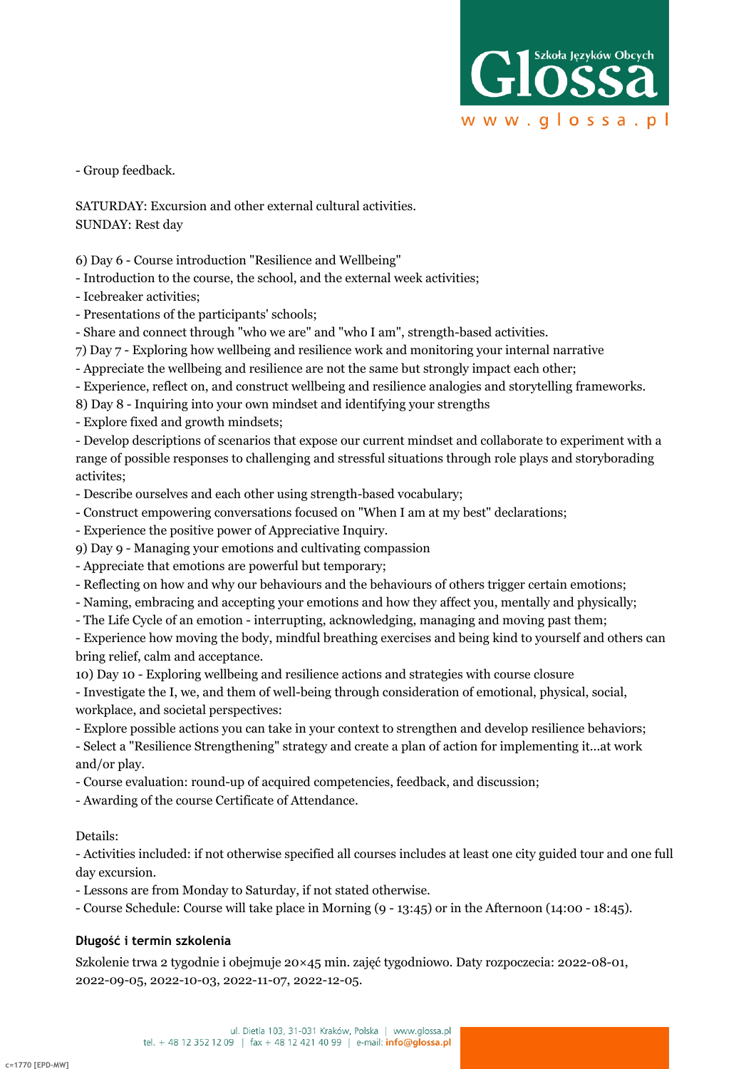- Group feedback.

SATURDAY: Excursion and other external cultural activities.
SUNDAY: Rest day

6) Day 6 - Course introduction "Resilience and Wellbeing"
- Introduction to the course, the school, and the external week activities;
- Icebreaker activities;
- Presentations of the participants' schools;
- Share and connect through "who we are" and "who I am", strength-based activities.
7) Day 7 - Exploring how wellbeing and resilience work and monitoring your internal narrative
- Appreciate the wellbeing and resilience are not the same but strongly impact each other;
- Experience, reflect on, and construct wellbeing and resilience analogies and storytelling frameworks.
8) Day 8 - Inquiring into your own mindset and identifying your strengths
- Explore fixed and growth mindsets;
- Develop descriptions of scenarios that expose our current mindset and collaborate to experiment with a range of possible responses to challenging and stressful situations through role plays and storyborading activites;
- Describe ourselves and each other using strength-based vocabulary;
- Construct empowering conversations focused on "When I am at my best" declarations;
- Experience the positive power of Appreciative Inquiry.
9) Day 9 - Managing your emotions and cultivating compassion
- Appreciate that emotions are powerful but temporary;
- Reflecting on how and why our behaviours and the behaviours of others trigger certain emotions;
- Naming, embracing and accepting your emotions and how they affect you, mentally and physically;
- The Life Cycle of an emotion - interrupting, acknowledging, managing and moving past them;
- Experience how moving the body, mindful breathing exercises and being kind to yourself and others can bring relief, calm and acceptance.
10) Day 10 - Exploring wellbeing and resilience actions and strategies with course closure
- Investigate the I, we, and them of well-being through consideration of emotional, physical, social, workplace, and societal perspectives:
- Explore possible actions you can take in your context to strengthen and develop resilience behaviors;
- Select a "Resilience Strengthening" strategy and create a plan of action for implementing it...at work and/or play.
- Course evaluation: round-up of acquired competencies, feedback, and discussion;
- Awarding of the course Certificate of Attendance.

Details:
- Activities included: if not otherwise specified all courses includes at least one city guided tour and one full day excursion.
- Lessons are from Monday to Saturday, if not stated otherwise.
- Course Schedule: Course will take place in Morning (9 - 13:45) or in the Afternoon (14:00 - 18:45).

### Długość i termin szkolenia

Szkolenie trwa 2 tygodnie i obejmuje 20×45 min. zajęć tygodniowo. Daty rozpoczecia: 2022-08-01, 2022-09-05, 2022-10-03, 2022-11-07, 2022-12-05.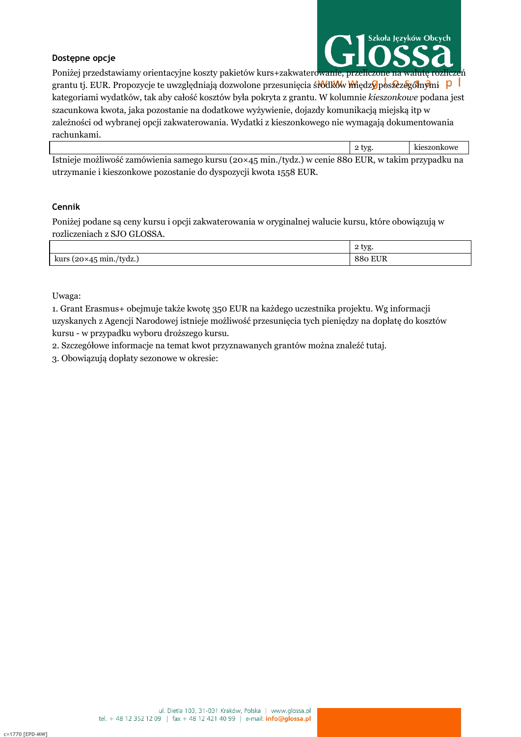### Dostępne opcje

Poniżej przedstawiamy orientacyjne koszty pakietów kurs+zakwaterowanie, przeliczone na walutę rozliczeń grantu tj. EUR. Propozycje te uwzględniają dozwolone przesunięcia środków między poszczególnymi kategoriami wydatków, tak aby całość kosztów była pokryta z grantu. W kolumnie *kieszonkowe* podana jest szacunkowa kwota, jaka pozostanie na dodatkowe wyżywienie, dojazdy komunikacją miejską itp w zależności od wybranej opcji zakwaterowania. Wydatki z kieszonkowego nie wymagają dokumentowania rachunkami.

| | 2 tyg. | kieszonkowe |
|---|---|---|

Istnieje możliwość zamówienia samego kursu (20×45 min./tydz.) w cenie 880 EUR, w takim przypadku na utrzymanie i kieszonkowe pozostanie do dyspozycji kwota 1558 EUR.

### Cennik

Poniżej podane są ceny kursu i opcji zakwaterowania w oryginalnej walucie kursu, które obowiązują w rozliczeniach z SJO GLOSSA.

| | 2 tyg. |
|---|---|
| kurs (20×45 min./tydz.) | 880 EUR |

Uwaga:

1. Grant Erasmus+ obejmuje także kwotę 350 EUR na każdego uczestnika projektu. Wg informacji uzyskanych z Agencji Narodowej istnieje możliwość przesunięcia tych pieniędzy na dopłatę do kosztów kursu - w przypadku wyboru droższego kursu.
2. Szczegółowe informacje na temat kwot przyznawanych grantów można znaleźć tutaj.
3. Obowiązują dopłaty sezonowe w okresie: